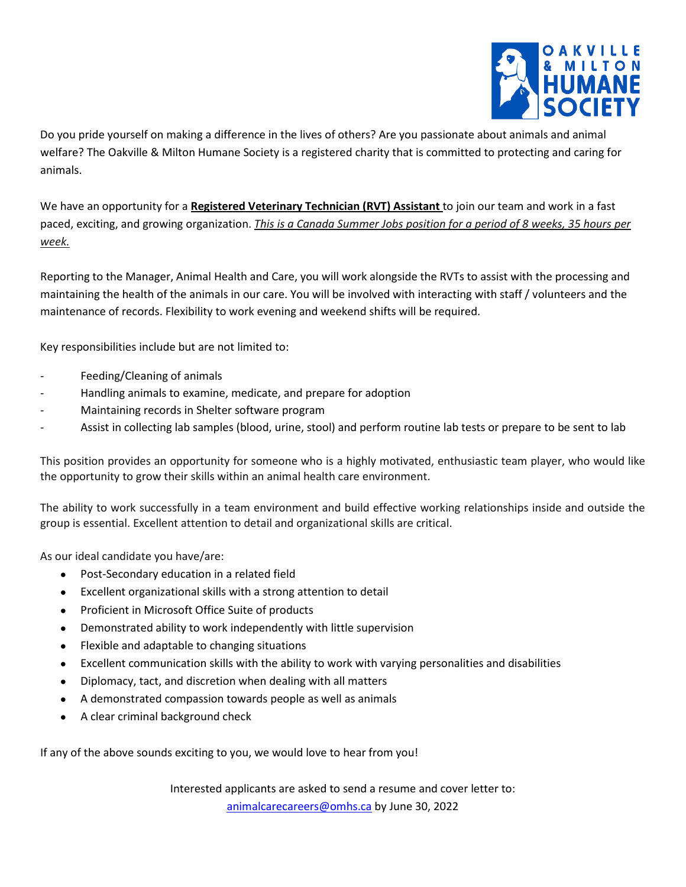Do you pride yourself on making a difference in the lives of others? Are you passionate about animals and animal welfare? The Oakville & Milton Humane Society is a registered charity that is committed to protecting and caring for animals.

We have an opportunity for a **Registered Veterinary Technician (RVT) Assistant** to join our team and work in a fast paced, exciting, and growing organization. *This is a Canada Summer Jobs position for a period of 8 weeks, 35 hours per week.*

Reporting to the Manager, Animal Health and Care, you will work alongside the RVTs to assist with the processing and maintaining the health of the animals in our care. You will be involved with interacting with staff / volunteers and the maintenance of records. Flexibility to work evening and weekend shifts will be required.

Key responsibilities include but are not limited to:

- Feeding/Cleaning of animals
- Handling animals to examine, medicate, and prepare for adoption
- Maintaining records in Shelter software program
- Assist in collecting lab samples (blood, urine, stool) and perform routine lab tests or prepare to be sent to lab

This position provides an opportunity for someone who is a highly motivated, enthusiastic team player, who would like the opportunity to grow their skills within an animal health care environment.

The ability to work successfully in a team environment and build effective working relationships inside and outside the group is essential. Excellent attention to detail and organizational skills are critical.

As our ideal candidate you have/are:

- Post-Secondary education in a related field
- Excellent organizational skills with a strong attention to detail
- Proficient in Microsoft Office Suite of products
- Demonstrated ability to work independently with little supervision
- Flexible and adaptable to changing situations
- Excellent communication skills with the ability to work with varying personalities and disabilities
- Diplomacy, tact, and discretion when dealing with all matters
- A demonstrated compassion towards people as well as animals
- A clear criminal background check

If any of the above sounds exciting to you, we would love to hear from you!

Interested applicants are asked to send a resume and cover letter to:
animalcarecareers@omhs.ca by June 30, 2022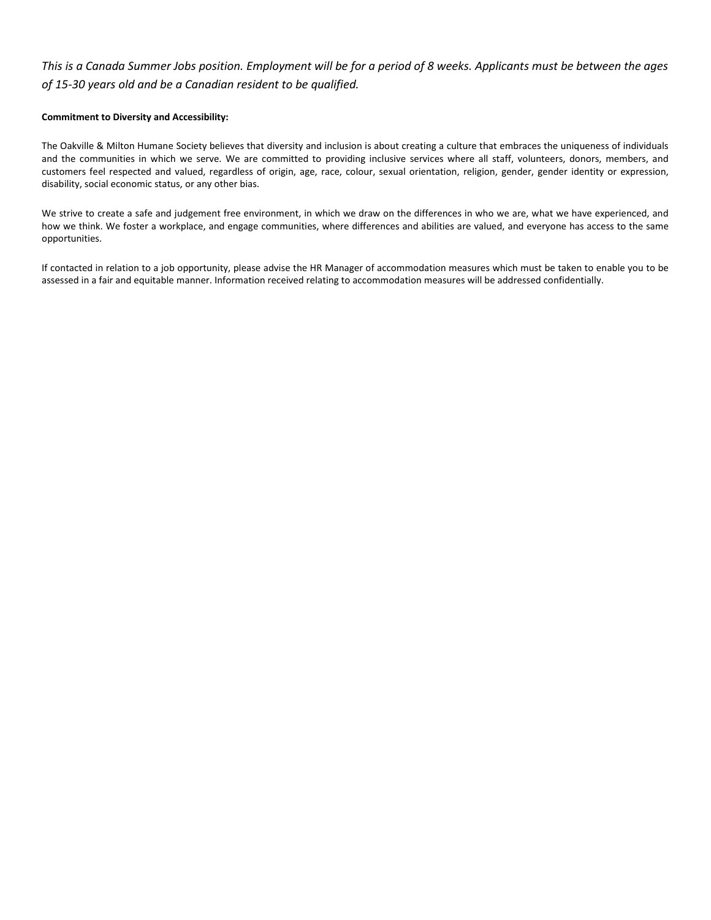*This is a Canada Summer Jobs position. Employment will be for a period of 8 weeks. Applicants must be between the ages of 15-30 years old and be a Canadian resident to be qualified.*

**Commitment to Diversity and Accessibility:**

The Oakville & Milton Humane Society believes that diversity and inclusion is about creating a culture that embraces the uniqueness of individuals and the communities in which we serve. We are committed to providing inclusive services where all staff, volunteers, donors, members, and customers feel respected and valued, regardless of origin, age, race, colour, sexual orientation, religion, gender, gender identity or expression, disability, social economic status, or any other bias.

We strive to create a safe and judgement free environment, in which we draw on the differences in who we are, what we have experienced, and how we think. We foster a workplace, and engage communities, where differences and abilities are valued, and everyone has access to the same opportunities.

If contacted in relation to a job opportunity, please advise the HR Manager of accommodation measures which must be taken to enable you to be assessed in a fair and equitable manner. Information received relating to accommodation measures will be addressed confidentially.